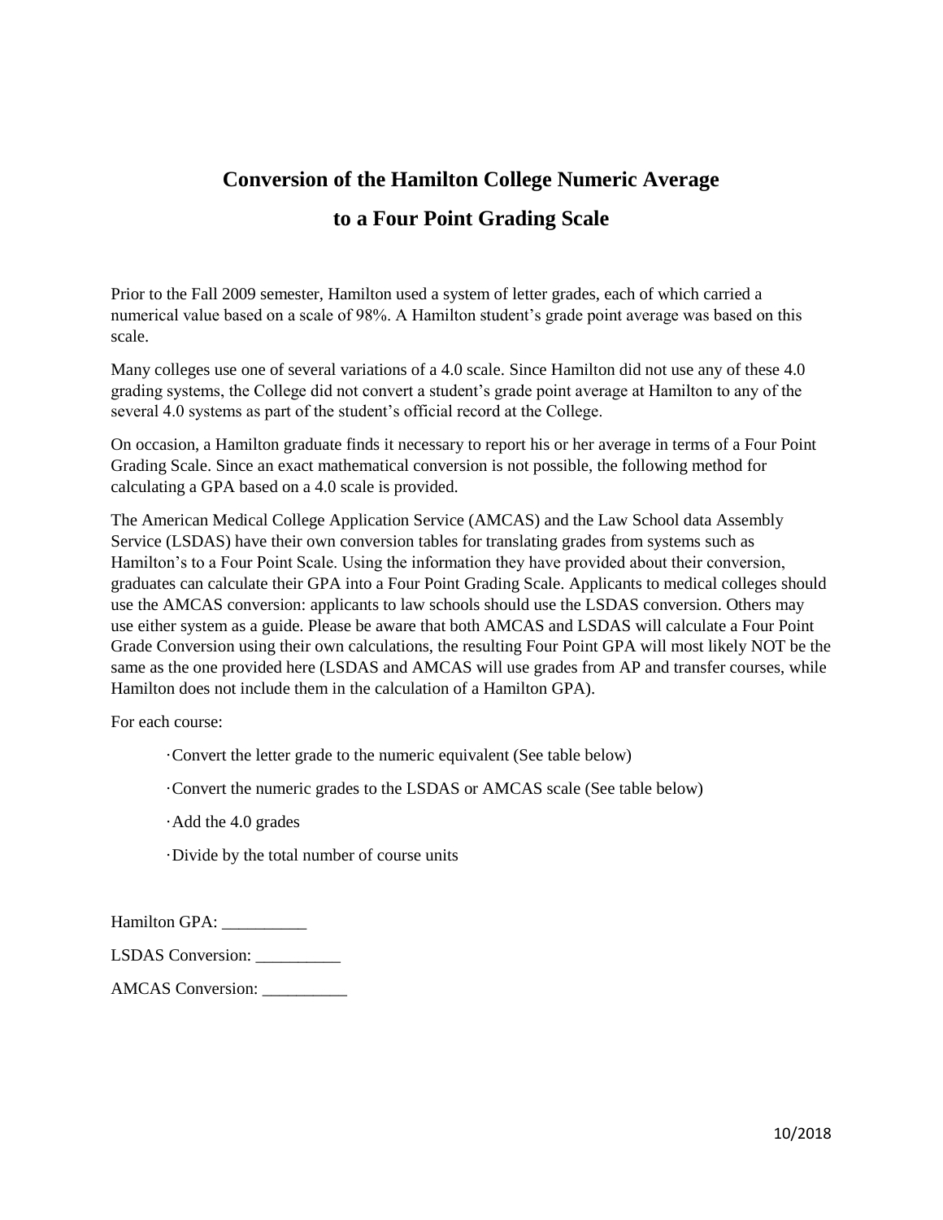# Conversion of the Hamilton College Numeric Average to a Four Point Grading Scale

Prior to the Fall 2009 semester, Hamilton used a system of letter grades, each of which carried a numerical value based on a scale of 98%. A Hamilton student's grade point average was based on this scale.

Many colleges use one of several variations of a 4.0 scale. Since Hamilton did not use any of these 4.0 grading systems, the College did not convert a student's grade point average at Hamilton to any of the several 4.0 systems as part of the student's official record at the College.

On occasion, a Hamilton graduate finds it necessary to report his or her average in terms of a Four Point Grading Scale. Since an exact mathematical conversion is not possible, the following method for calculating a GPA based on a 4.0 scale is provided.

The American Medical College Application Service (AMCAS) and the Law School data Assembly Service (LSDAS) have their own conversion tables for translating grades from systems such as Hamilton's to a Four Point Scale. Using the information they have provided about their conversion, graduates can calculate their GPA into a Four Point Grading Scale. Applicants to medical colleges should use the AMCAS conversion: applicants to law schools should use the LSDAS conversion. Others may use either system as a guide. Please be aware that both AMCAS and LSDAS will calculate a Four Point Grade Conversion using their own calculations, the resulting Four Point GPA will most likely NOT be the same as the one provided here (LSDAS and AMCAS will use grades from AP and transfer courses, while Hamilton does not include them in the calculation of a Hamilton GPA).

For each course:

- Convert the letter grade to the numeric equivalent (See table below)
- Convert the numeric grades to the LSDAS or AMCAS scale (See table below)
- Add the 4.0 grades
- Divide by the total number of course units

Hamilton GPA: __________

LSDAS Conversion: __________

AMCAS Conversion: __________

10/2018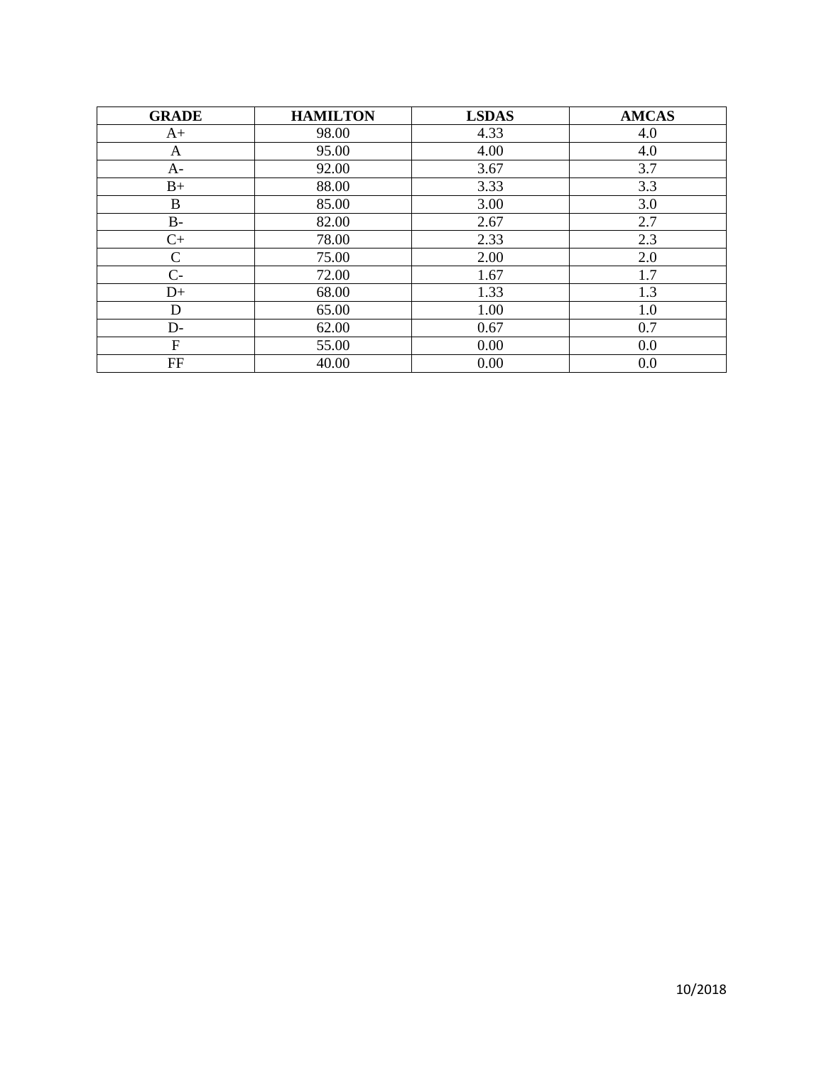| GRADE | HAMILTON | LSDAS | AMCAS |
|---|---|---|---|
| A+ | 98.00 | 4.33 | 4.0 |
| A | 95.00 | 4.00 | 4.0 |
| A- | 92.00 | 3.67 | 3.7 |
| B+ | 88.00 | 3.33 | 3.3 |
| B | 85.00 | 3.00 | 3.0 |
| B- | 82.00 | 2.67 | 2.7 |
| C+ | 78.00 | 2.33 | 2.3 |
| C | 75.00 | 2.00 | 2.0 |
| C- | 72.00 | 1.67 | 1.7 |
| D+ | 68.00 | 1.33 | 1.3 |
| D | 65.00 | 1.00 | 1.0 |
| D- | 62.00 | 0.67 | 0.7 |
| F | 55.00 | 0.00 | 0.0 |
| FF | 40.00 | 0.00 | 0.0 |

10/2018